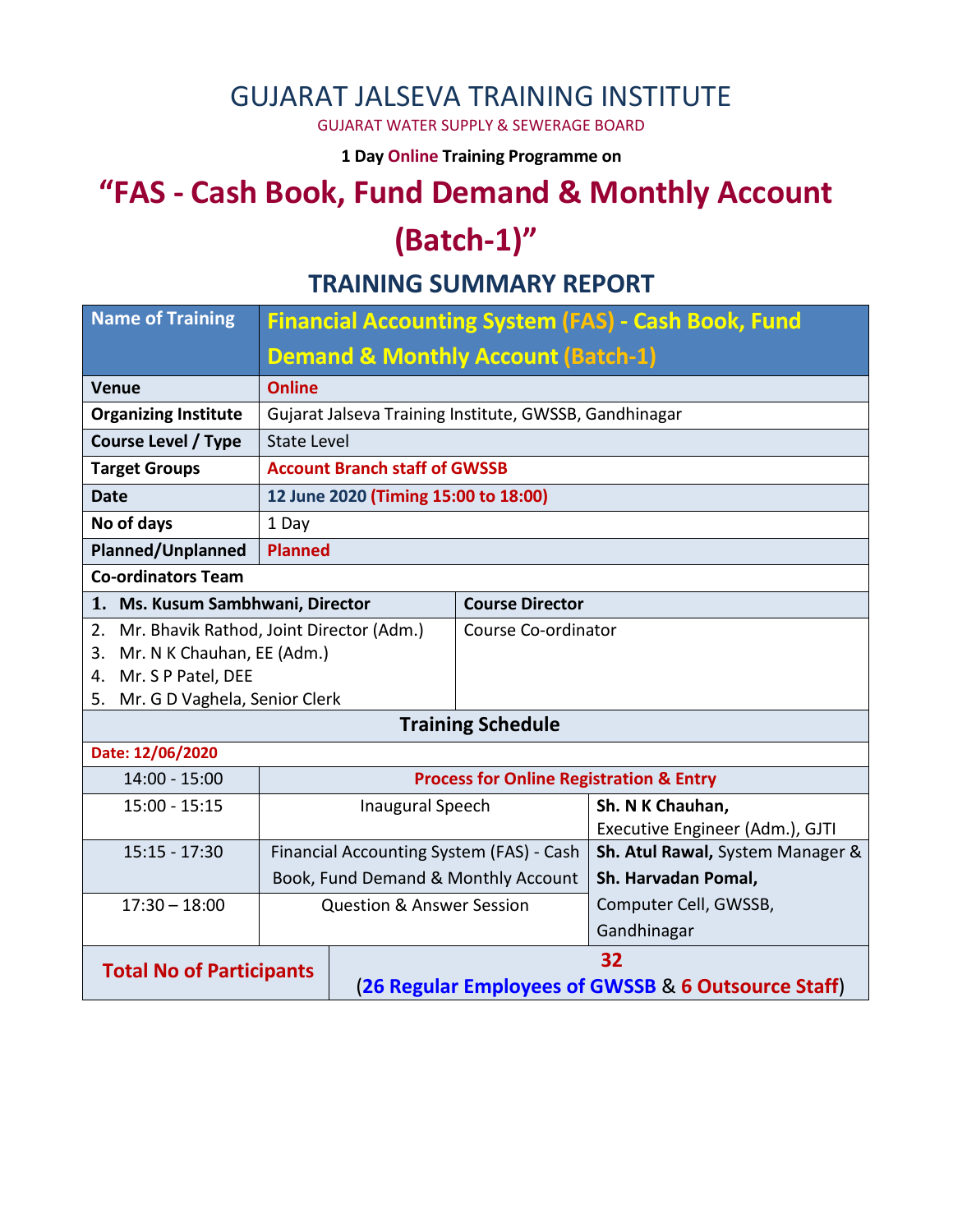# GUJARAT JALSEVA TRAINING INSTITUTE

GUJARAT WATER SUPPLY & SEWERAGE BOARD

**1 Day Online Training Programme on**

# "FAS - Cash Book, Fund Demand & Monthly Account (Batch-1)"

## TRAINING SUMMARY REPORT

| Name of Training | Financial Accounting System (FAS) - Cash Book, Fund Demand & Monthly Account (Batch-1) |
|---|---|
| **Venue** | **Online** |
| **Organizing Institute** | Gujarat Jalseva Training Institute, GWSSB, Gandhinagar |
| **Course Level / Type** | State Level |
| **Target Groups** | **Account Branch staff of GWSSB** |
| **Date** | **12 June 2020 (Timing 15:00 to 18:00)** |
| **No of days** | 1 Day |
| **Planned/Unplanned** | **Planned** |

**Co-ordinators Team**

| Name | Role |
|---|---|
| **1. Ms. Kusum Sambhwani, Director** | **Course Director** |
| 2. Mr. Bhavik Rathod, Joint Director (Adm.)<br>3. Mr. N K Chauhan, EE (Adm.)<br>4. Mr. S P Patel, DEE<br>5. Mr. G D Vaghela, Senior Clerk | Course Co-ordinator |

**Training Schedule**

**Date: 12/06/2020**

| Time | Session | Speaker |
|---|---|---|
| 14:00 - 15:00 | **Process for Online Registration & Entry** | |
| 15:00 - 15:15 | Inaugural Speech | **Sh. N K Chauhan,** Executive Engineer (Adm.), GJTI |
| 15:15 - 17:30 | Financial Accounting System (FAS) - Cash Book, Fund Demand & Monthly Account | **Sh. Atul Rawal,** System Manager & **Sh. Harvadan Pomal,** Computer Cell, GWSSB, Gandhinagar |
| 17:30 – 18:00 | Question & Answer Session | |

| **Total No of Participants** | **32** (**26 Regular Employees of GWSSB** & **6 Outsource Staff**) |
|---|---|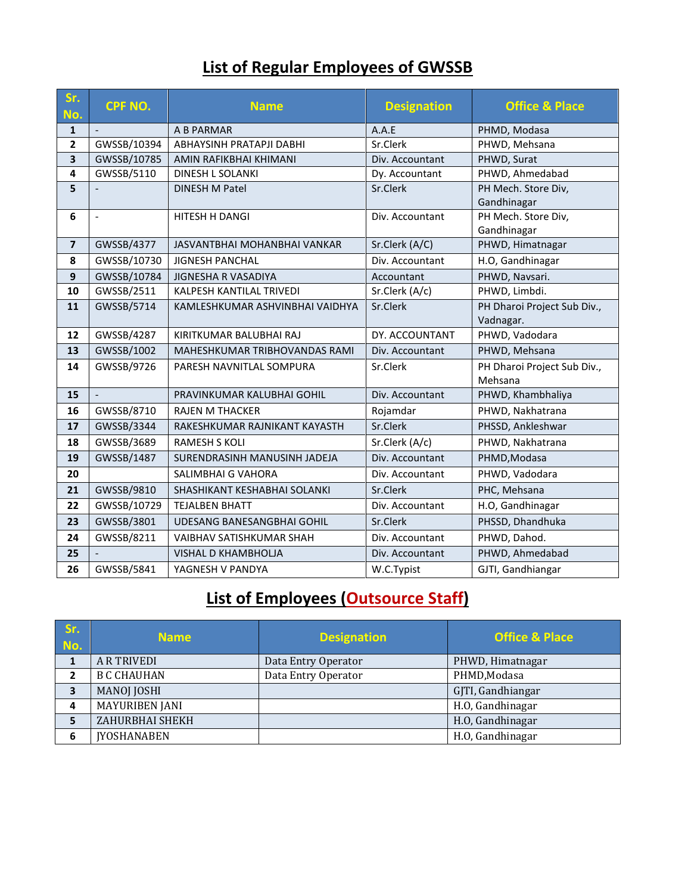## List of Regular Employees of GWSSB

| Sr. No. | CPF NO. | Name | Designation | Office & Place |
|---|---|---|---|---|
| 1 | - | A B PARMAR | A.A.E | PHMD, Modasa |
| 2 | GWSSB/10394 | ABHAYSINH PRATAPJI DABHI | Sr.Clerk | PHWD, Mehsana |
| 3 | GWSSB/10785 | AMIN RAFIKBHAI KHIMANI | Div. Accountant | PHWD, Surat |
| 4 | GWSSB/5110 | DINESH L SOLANKI | Dy. Accountant | PHWD, Ahmedabad |
| 5 | - | DINESH M Patel | Sr.Clerk | PH Mech. Store Div, Gandhinagar |
| 6 | - | HITESH H DANGI | Div. Accountant | PH Mech. Store Div, Gandhinagar |
| 7 | GWSSB/4377 | JASVANTBHAI MOHANBHAI VANKAR | Sr.Clerk (A/C) | PHWD, Himatnagar |
| 8 | GWSSB/10730 | JIGNESH PANCHAL | Div. Accountant | H.O, Gandhinagar |
| 9 | GWSSB/10784 | JIGNESHA R VASADIYA | Accountant | PHWD, Navsari. |
| 10 | GWSSB/2511 | KALPESH KANTILAL TRIVEDI | Sr.Clerk (A/c) | PHWD, Limbdi. |
| 11 | GWSSB/5714 | KAMLESHKUMAR ASHVINBHAI VAIDHYA | Sr.Clerk | PH Dharoi Project Sub Div., Vadnagar. |
| 12 | GWSSB/4287 | KIRITKUMAR BALUBHAI RAJ | DY. ACCOUNTANT | PHWD, Vadodara |
| 13 | GWSSB/1002 | MAHESHKUMAR TRIBHOVANDAS RAMI | Div. Accountant | PHWD, Mehsana |
| 14 | GWSSB/9726 | PARESH NAVNITLAL SOMPURA | Sr.Clerk | PH Dharoi Project Sub Div., Mehsana |
| 15 | - | PRAVINKUMAR KALUBHAI GOHIL | Div. Accountant | PHWD, Khambhaliya |
| 16 | GWSSB/8710 | RAJEN M THACKER | Rojamdar | PHWD, Nakhatrana |
| 17 | GWSSB/3344 | RAKESHKUMAR RAJNIKANT KAYASTH | Sr.Clerk | PHSSD, Ankleshwar |
| 18 | GWSSB/3689 | RAMESH S KOLI | Sr.Clerk (A/c) | PHWD, Nakhatrana |
| 19 | GWSSB/1487 | SURENDRASINH MANUSINH JADEJA | Div. Accountant | PHMD,Modasa |
| 20 | | SALIMBHAI G VAHORA | Div. Accountant | PHWD, Vadodara |
| 21 | GWSSB/9810 | SHASHIKANT KESHABHAI SOLANKI | Sr.Clerk | PHC, Mehsana |
| 22 | GWSSB/10729 | TEJALBEN BHATT | Div. Accountant | H.O, Gandhinagar |
| 23 | GWSSB/3801 | UDESANG BANESANGBHAI GOHIL | Sr.Clerk | PHSSD, Dhandhuka |
| 24 | GWSSB/8211 | VAIBHAV SATISHKUMAR SHAH | Div. Accountant | PHWD, Dahod. |
| 25 | - | VISHAL D KHAMBHOLJA | Div. Accountant | PHWD, Ahmedabad |
| 26 | GWSSB/5841 | YAGNESH V PANDYA | W.C.Typist | GJTI, Gandhiangar |

## List of Employees (Outsource Staff)

| Sr. No. | Name | Designation | Office & Place |
|---|---|---|---|
| 1 | A R TRIVEDI | Data Entry Operator | PHWD, Himatnagar |
| 2 | B C CHAUHAN | Data Entry Operator | PHMD,Modasa |
| 3 | MANOJ JOSHI | | GJTI, Gandhiangar |
| 4 | MAYURIBEN JANI | | H.O, Gandhinagar |
| 5 | ZAHURBHAI SHEKH | | H.O, Gandhinagar |
| 6 | JYOSHANABEN | | H.O, Gandhinagar |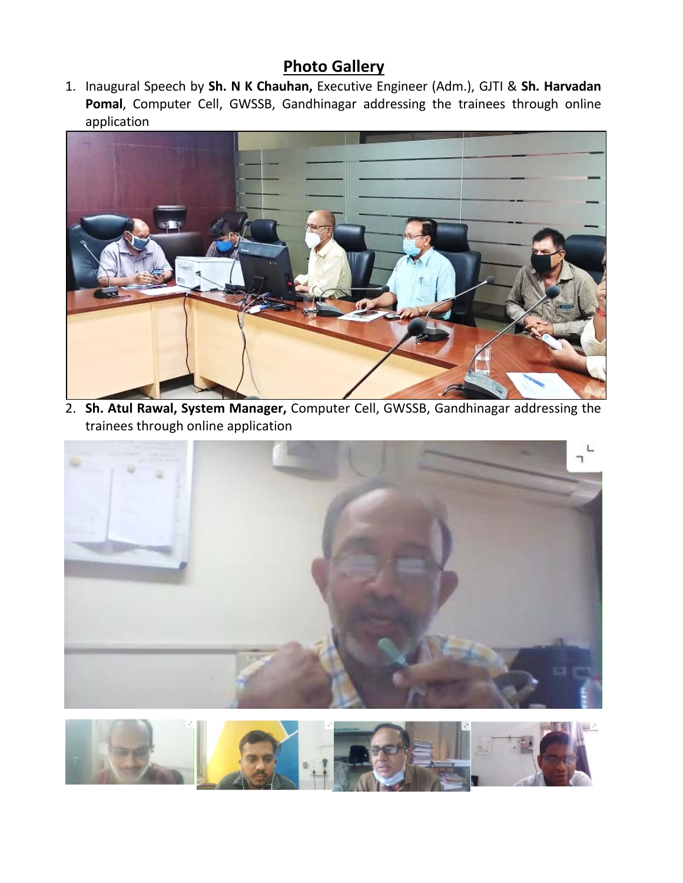## Photo Gallery

1. Inaugural Speech by **Sh. N K Chauhan,** Executive Engineer (Adm.), GJTI & **Sh. Harvadan Pomal**, Computer Cell, GWSSB, Gandhinagar addressing the trainees through online application

2. **Sh. Atul Rawal, System Manager,** Computer Cell, GWSSB, Gandhinagar addressing the trainees through online application